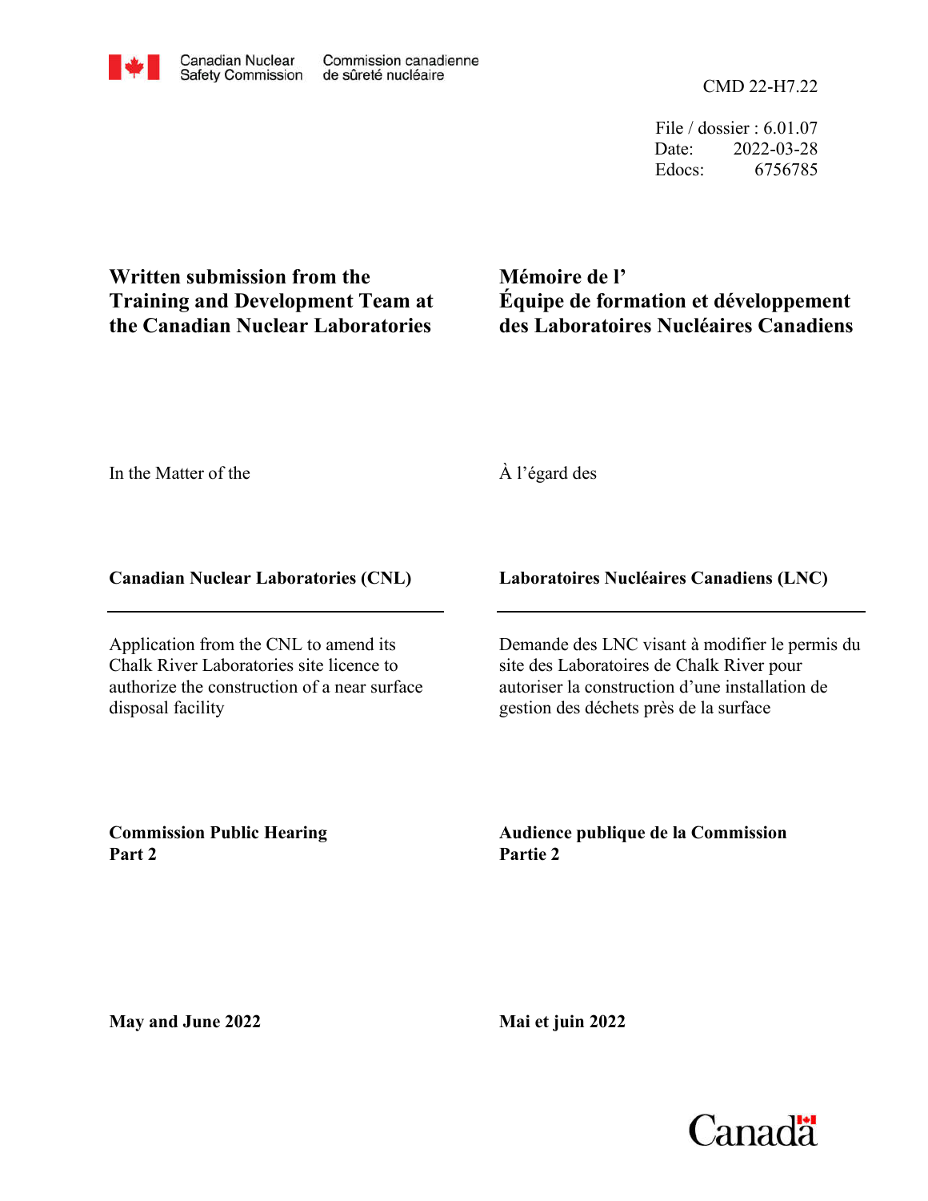Canadian Nuclear Safety Commission / Commission canadienne de sûreté nucléaire

CMD 22-H7.22

File / dossier : 6.01.07
Date: 2022-03-28
Edocs: 6756785

# Written submission from the Training and Development Team at the Canadian Nuclear Laboratories

# Mémoire de l' Équipe de formation et développement des Laboratoires Nucléaires Canadiens

In the Matter of the

À l'égard des

**Canadian Nuclear Laboratories (CNL)**

**Laboratoires Nucléaires Canadiens (LNC)**

Application from the CNL to amend its Chalk River Laboratories site licence to authorize the construction of a near surface disposal facility

Demande des LNC visant à modifier le permis du site des Laboratoires de Chalk River pour autoriser la construction d'une installation de gestion des déchets près de la surface

**Commission Public Hearing Part 2**

**Audience publique de la Commission Partie 2**

**May and June 2022**

**Mai et juin 2022**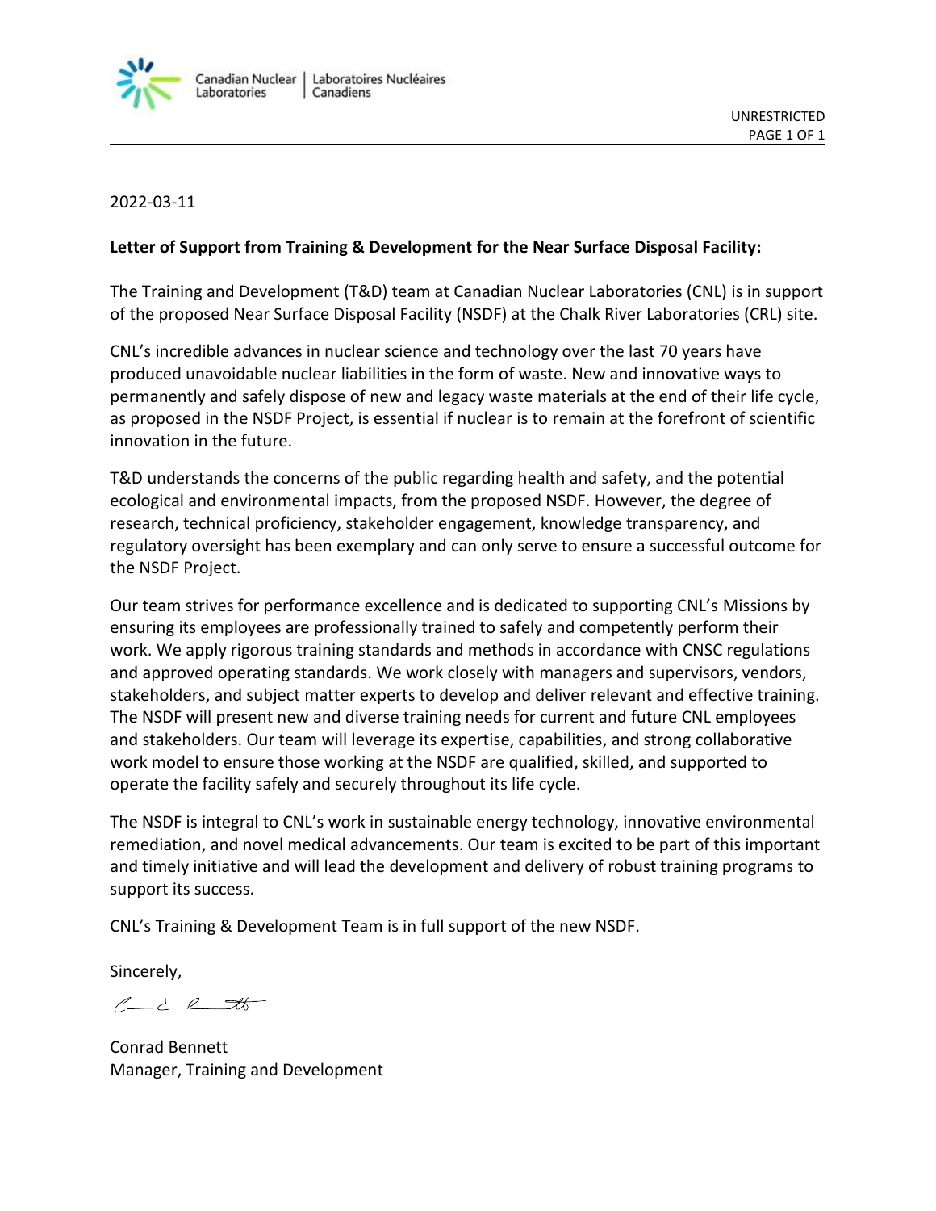2022-03-11

**Letter of Support from Training & Development for the Near Surface Disposal Facility:**

The Training and Development (T&D) team at Canadian Nuclear Laboratories (CNL) is in support of the proposed Near Surface Disposal Facility (NSDF) at the Chalk River Laboratories (CRL) site.

CNL's incredible advances in nuclear science and technology over the last 70 years have produced unavoidable nuclear liabilities in the form of waste. New and innovative ways to permanently and safely dispose of new and legacy waste materials at the end of their life cycle, as proposed in the NSDF Project, is essential if nuclear is to remain at the forefront of scientific innovation in the future.

T&D understands the concerns of the public regarding health and safety, and the potential ecological and environmental impacts, from the proposed NSDF. However, the degree of research, technical proficiency, stakeholder engagement, knowledge transparency, and regulatory oversight has been exemplary and can only serve to ensure a successful outcome for the NSDF Project.

Our team strives for performance excellence and is dedicated to supporting CNL's Missions by ensuring its employees are professionally trained to safely and competently perform their work. We apply rigorous training standards and methods in accordance with CNSC regulations and approved operating standards. We work closely with managers and supervisors, vendors, stakeholders, and subject matter experts to develop and deliver relevant and effective training. The NSDF will present new and diverse training needs for current and future CNL employees and stakeholders. Our team will leverage its expertise, capabilities, and strong collaborative work model to ensure those working at the NSDF are qualified, skilled, and supported to operate the facility safely and securely throughout its life cycle.

The NSDF is integral to CNL's work in sustainable energy technology, innovative environmental remediation, and novel medical advancements. Our team is excited to be part of this important and timely initiative and will lead the development and delivery of robust training programs to support its success.

CNL's Training & Development Team is in full support of the new NSDF.

Sincerely,

Conrad Bennett
Manager, Training and Development